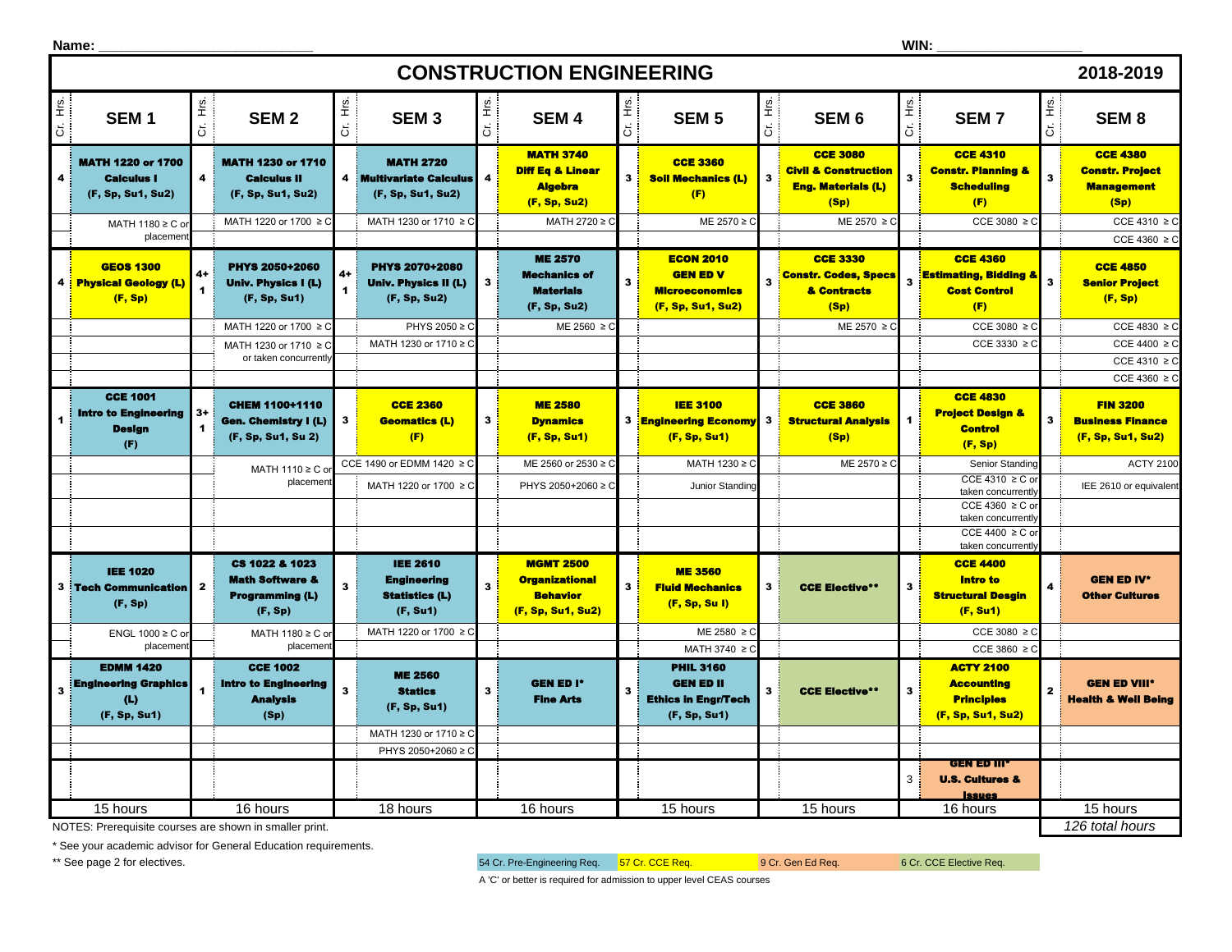Name: ____________________________ WIN: ____________________

# CONSTRUCTION ENGINEERING 2018-2019

| Cr. Hrs. | SEM 1 | Cr. Hrs. | SEM 2 | Cr. Hrs. | SEM 3 | Cr. Hrs. | SEM 4 | Cr. Hrs. | SEM 5 | Cr. Hrs. | SEM 6 | Cr. Hrs. | SEM 7 | Cr. Hrs. | SEM 8 |
|---|---|---|---|---|---|---|---|---|---|---|---|---|---|---|---|
| 4 | **MATH 1220 or 1700 Calculus I (F, Sp, Su1, Su2)** | 4 | **MATH 1230 or 1710 Calculus II (F, Sp, Su1, Su2)** | 4 | **MATH 2720 Multivariate Calculus (F, Sp, Su1, Su2)** | 4 | **MATH 3740 Diff Eq & Linear Algebra (F, Sp, Su2)** | 3 | **CCE 3360 Soil Mechanics (L) (F)** | 3 | **CCE 3080 Civil & Construction Eng. Materials (L) (Sp)** | 3 | **CCE 4310 Constr. Planning & Scheduling (F)** | 3 | **CCE 4380 Constr. Project Management (Sp)** |
| | MATH 1180 ≥ C or placement | | MATH 1220 or 1700 ≥ C | | MATH 1230 or 1710 ≥ C | | MATH 2720 ≥ C | | ME 2570 ≥ C | | ME 2570 ≥ C | | CCE 3080 ≥ C | | CCE 4310 ≥ C |
| | | | | | | | | | | | | | | | CCE 4360 ≥ C |
| 4 | **GEOS 1300 Physical Geology (L) (F, Sp)** | 4+1 | **PHYS 2050+2060 Univ. Physics I (L) (F, Sp, Su1)** | 4+1 | **PHYS 2070+2080 Univ. Physics II (L) (F, Sp, Su2)** | 3 | **ME 2570 Mechanics of Materials (F, Sp, Su2)** | 3 | **ECON 2010 GEN ED V Microeconomics (F, Sp, Su1, Su2)** | 3 | **CCE 3330 Constr. Codes, Specs & Contracts (Sp)** | 3 | **CCE 4360 Estimating, Bidding & Cost Control (F)** | 3 | **CCE 4850 Senior Project (F, Sp)** |
| | | | MATH 1220 or 1700 ≥ C | | PHYS 2050 ≥ C | | ME 2560 ≥ C | | | | ME 2570 ≥ C | | CCE 3080 ≥ C | | CCE 4830 ≥ C |
| | | | MATH 1230 or 1710 ≥ C or taken concurrently | | MATH 1230 or 1710 ≥ C | | | | | | | | CCE 3330 ≥ C | | CCE 4400 ≥ C |
| | | | | | | | | | | | | | | | CCE 4310 ≥ C |
| | | | | | | | | | | | | | | | CCE 4360 ≥ C |
| 1 | **CCE 1001 Intro to Engineering Design (F)** | 3+1 | **CHEM 1100+1110 Gen. Chemistry I (L) (F, Sp, Su1, Su 2)** | 3 | **CCE 2360 Geomatics (L) (F)** | 3 | **ME 2580 Dynamics (F, Sp, Su1)** | 3 | **IEE 3100 Engineering Economy (F, Sp, Su1)** | 3 | **CCE 3860 Structural Analysis (Sp)** | 1 | **CCE 4830 Project Design & Control (F, Sp)** | 3 | **FIN 3200 Business Finance (F, Sp, Su1, Su2)** |
| | | | MATH 1110 ≥ C or placement | | CCE 1490 or EDMM 1420 ≥ C | | ME 2560 or 2530 ≥ C | | MATH 1230 ≥ C | | ME 2570 ≥ C | | Senior Standing | | ACTY 2100 |
| | | | | | MATH 1220 or 1700 ≥ C | | PHYS 2050+2060 ≥ C | | Junior Standing | | | | CCE 4310 ≥ C or taken concurrently | | IEE 2610 or equivalent |
| | | | | | | | | | | | | | CCE 4360 ≥ C or taken concurrently | | |
| | | | | | | | | | | | | | CCE 4400 ≥ C or taken concurrently | | |
| 3 | **IEE 1020 Tech Communication (F, Sp)** | 2 | **CS 1022 & 1023 Math Software & Programming (L) (F, Sp)** | 3 | **IEE 2610 Engineering Statistics (L) (F, Su1)** | 3 | **MGMT 2500 Organizational Behavior (F, Sp, Su1, Su2)** | 3 | **ME 3560 Fluid Mechanics (F, Sp, Su I)** | 3 | **CCE Elective**** | 3 | **CCE 4400 Intro to Structural Desgin (F, Su1)** | 4 | **GEN ED IV* Other Cultures** |
| | ENGL 1000 ≥ C or placement | | MATH 1180 ≥ C or placement | | MATH 1220 or 1700 ≥ C | | | | ME 2580 ≥ C | | | | CCE 3080 ≥ C | | |
| | | | | | | | | | MATH 3740 ≥ C | | | | CCE 3860 ≥ C | | |
| 3 | **EDMM 1420 Engineering Graphics (L) (F, Sp, Su1)** | 1 | **CCE 1002 Intro to Engineering Analysis (Sp)** | 3 | **ME 2560 Statics (F, Sp, Su1)** | 3 | **GEN ED I* Fine Arts** | 3 | **PHIL 3160 GEN ED II Ethics in Engr/Tech (F, Sp, Su1)** | 3 | **CCE Elective**** | 3 | **ACTY 2100 Accounting Principles (F, Sp, Su1, Su2)** | 2 | **GEN ED VIII* Health & Well Being** |
| | | | | | MATH 1230 or 1710 ≥ C | | | | | | | | | | |
| | | | | | PHYS 2050+2060 ≥ C | | | | | | | | | | |
| | | | | | | | | | | | | 3 | **GEN ED III* U.S. Cultures & Issues** | | |
| | 15 hours | | 16 hours | | 18 hours | | 16 hours | | 15 hours | | 15 hours | | 16 hours | | 15 hours |
| | | | | | | | | | | | | | | | *126 total hours* |

NOTES: Prerequisite courses are shown in smaller print.

* See your advisor for General Education requirements.

** See page 2 for electives.

54 Cr. Pre-Engineering Req. | 57 Cr. CCE Req. | 9 Cr. Gen Ed Req. | 6 Cr. CCE Elective Req.

A 'C' or better is required for admission to upper level CEAS courses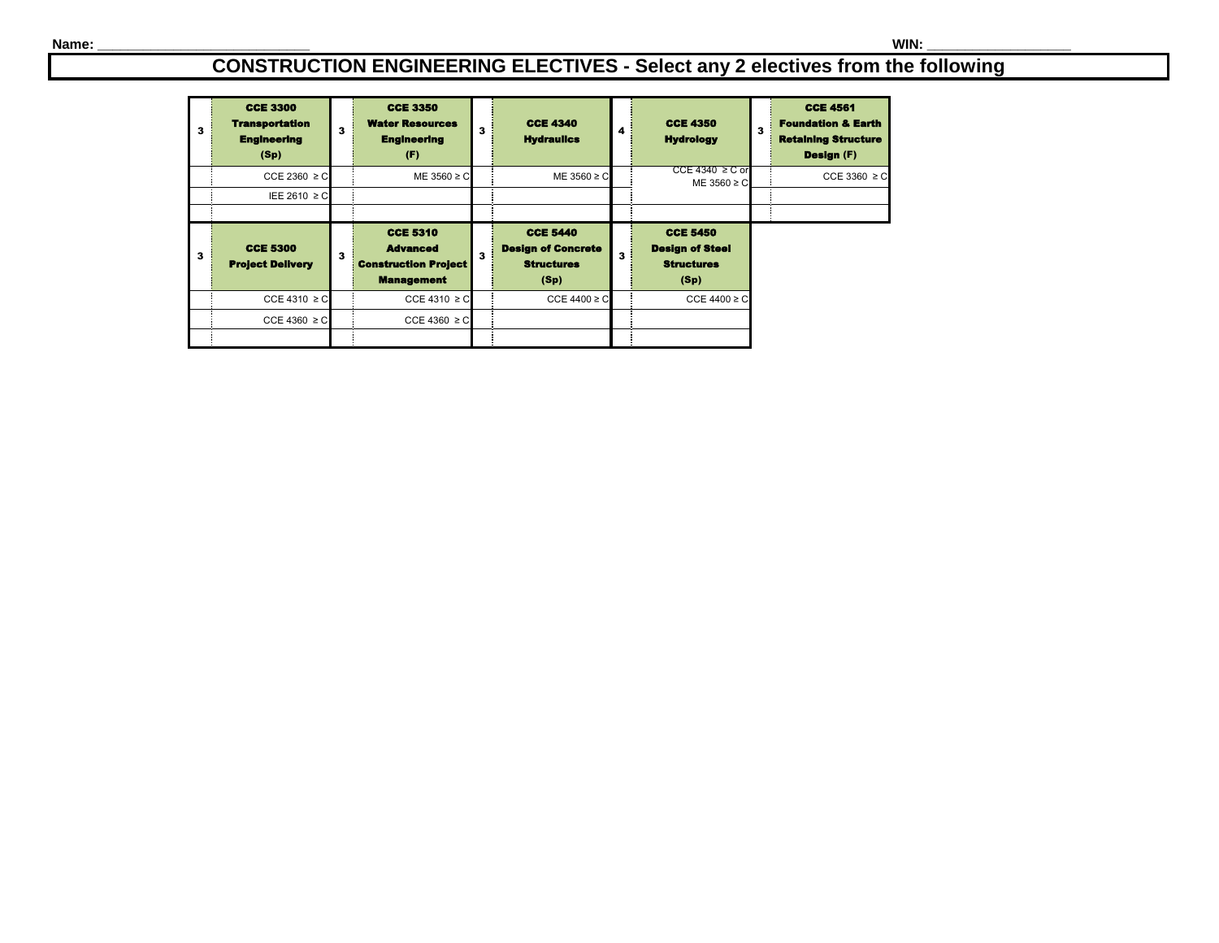Name: ___________________________ WIN: ___________________

# CONSTRUCTION ENGINEERING ELECTIVES - Select any 2 electives from the following

| | | | | | | | | | |
|---|---|---|---|---|---|---|---|---|---|
| 3 | **CCE 3300 Transportation Engineering (Sp)** | 3 | **CCE 3350 Water Resources Engineering (F)** | 3 | **CCE 4340 Hydraulics** | 4 | **CCE 4350 Hydrology** | 3 | **CCE 4561 Foundation & Earth Retaining Structure Design (F)** |
| | CCE 2360 ≥ C | | ME 3560 ≥ C | | ME 3560 ≥ C | | CCE 4340 ≥ C or ME 3560 ≥ C | | CCE 3360 ≥ C |
| | IEE 2610 ≥ C | | | | | | | | |
| | | | | | | | | | |
| 3 | **CCE 5300 Project Delivery** | 3 | **CCE 5310 Advanced Construction Project Management** | 3 | **CCE 5440 Design of Concrete Structures (Sp)** | 3 | **CCE 5450 Design of Steel Structures (Sp)** | | |
| | CCE 4310 ≥ C | | CCE 4310 ≥ C | | CCE 4400 ≥ C | | CCE 4400 ≥ C | | |
| | CCE 4360 ≥ C | | CCE 4360 ≥ C | | | | | | |
| | | | | | | | | | |